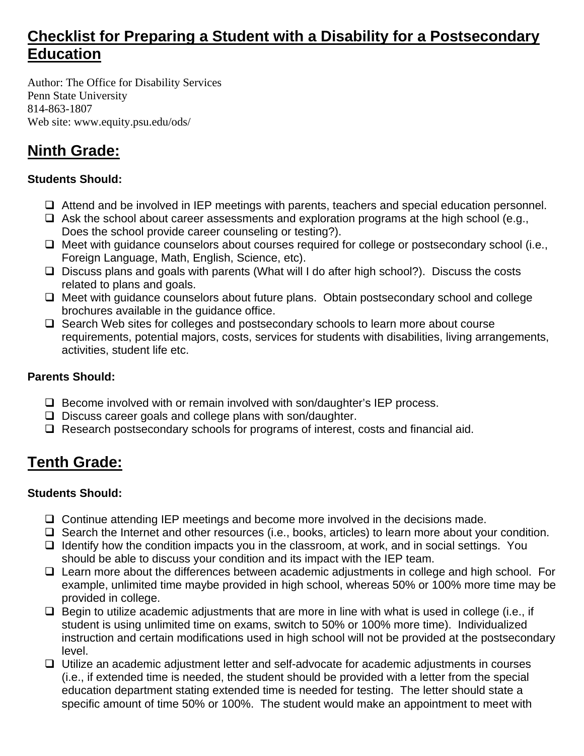# Checklist for Preparing a Student with a Disability for a Postsecondary Education

Author: The Office for Disability Services
Penn State University
814-863-1807
Web site: www.equity.psu.edu/ods/

## Ninth Grade:

**Students Should:**

- ❑ Attend and be involved in IEP meetings with parents, teachers and special education personnel.
- ❑ Ask the school about career assessments and exploration programs at the high school (e.g., Does the school provide career counseling or testing?).
- ❑ Meet with guidance counselors about courses required for college or postsecondary school (i.e., Foreign Language, Math, English, Science, etc).
- ❑ Discuss plans and goals with parents (What will I do after high school?). Discuss the costs related to plans and goals.
- ❑ Meet with guidance counselors about future plans. Obtain postsecondary school and college brochures available in the guidance office.
- ❑ Search Web sites for colleges and postsecondary schools to learn more about course requirements, potential majors, costs, services for students with disabilities, living arrangements, activities, student life etc.

**Parents Should:**

- ❑ Become involved with or remain involved with son/daughter's IEP process.
- ❑ Discuss career goals and college plans with son/daughter.
- ❑ Research postsecondary schools for programs of interest, costs and financial aid.

## Tenth Grade:

**Students Should:**

- ❑ Continue attending IEP meetings and become more involved in the decisions made.
- ❑ Search the Internet and other resources (i.e., books, articles) to learn more about your condition.
- ❑ Identify how the condition impacts you in the classroom, at work, and in social settings. You should be able to discuss your condition and its impact with the IEP team.
- ❑ Learn more about the differences between academic adjustments in college and high school. For example, unlimited time maybe provided in high school, whereas 50% or 100% more time may be provided in college.
- ❑ Begin to utilize academic adjustments that are more in line with what is used in college (i.e., if student is using unlimited time on exams, switch to 50% or 100% more time). Individualized instruction and certain modifications used in high school will not be provided at the postsecondary level.
- ❑ Utilize an academic adjustment letter and self-advocate for academic adjustments in courses (i.e., if extended time is needed, the student should be provided with a letter from the special education department stating extended time is needed for testing. The letter should state a specific amount of time 50% or 100%. The student would make an appointment to meet with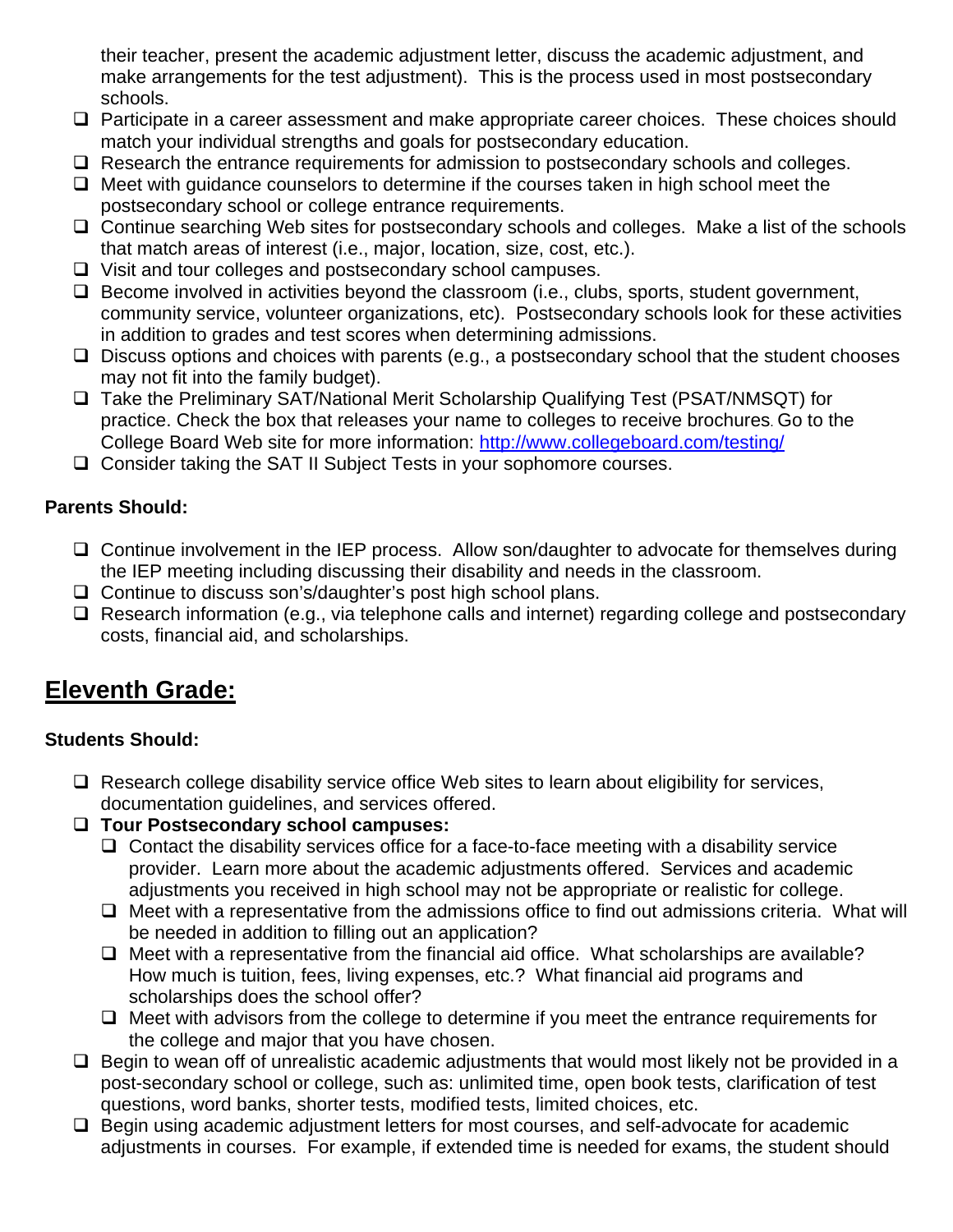their teacher, present the academic adjustment letter, discuss the academic adjustment, and make arrangements for the test adjustment). This is the process used in most postsecondary schools.

- ❑ Participate in a career assessment and make appropriate career choices. These choices should match your individual strengths and goals for postsecondary education.
- ❑ Research the entrance requirements for admission to postsecondary schools and colleges.
- ❑ Meet with guidance counselors to determine if the courses taken in high school meet the postsecondary school or college entrance requirements.
- ❑ Continue searching Web sites for postsecondary schools and colleges. Make a list of the schools that match areas of interest (i.e., major, location, size, cost, etc.).
- ❑ Visit and tour colleges and postsecondary school campuses.
- ❑ Become involved in activities beyond the classroom (i.e., clubs, sports, student government, community service, volunteer organizations, etc). Postsecondary schools look for these activities in addition to grades and test scores when determining admissions.
- ❑ Discuss options and choices with parents (e.g., a postsecondary school that the student chooses may not fit into the family budget).
- ❑ Take the Preliminary SAT/National Merit Scholarship Qualifying Test (PSAT/NMSQT) for practice. Check the box that releases your name to colleges to receive brochures. Go to the College Board Web site for more information: http://www.collegeboard.com/testing/
- ❑ Consider taking the SAT II Subject Tests in your sophomore courses.

**Parents Should:**

- ❑ Continue involvement in the IEP process. Allow son/daughter to advocate for themselves during the IEP meeting including discussing their disability and needs in the classroom.
- ❑ Continue to discuss son's/daughter's post high school plans.
- ❑ Research information (e.g., via telephone calls and internet) regarding college and postsecondary costs, financial aid, and scholarships.

## Eleventh Grade:

**Students Should:**

- ❑ Research college disability service office Web sites to learn about eligibility for services, documentation guidelines, and services offered.
- ❑ **Tour Postsecondary school campuses:**
  - ❑ Contact the disability services office for a face-to-face meeting with a disability service provider. Learn more about the academic adjustments offered. Services and academic adjustments you received in high school may not be appropriate or realistic for college.
  - ❑ Meet with a representative from the admissions office to find out admissions criteria. What will be needed in addition to filling out an application?
  - ❑ Meet with a representative from the financial aid office. What scholarships are available? How much is tuition, fees, living expenses, etc.? What financial aid programs and scholarships does the school offer?
  - ❑ Meet with advisors from the college to determine if you meet the entrance requirements for the college and major that you have chosen.
- ❑ Begin to wean off of unrealistic academic adjustments that would most likely not be provided in a post-secondary school or college, such as: unlimited time, open book tests, clarification of test questions, word banks, shorter tests, modified tests, limited choices, etc.
- ❑ Begin using academic adjustment letters for most courses, and self-advocate for academic adjustments in courses. For example, if extended time is needed for exams, the student should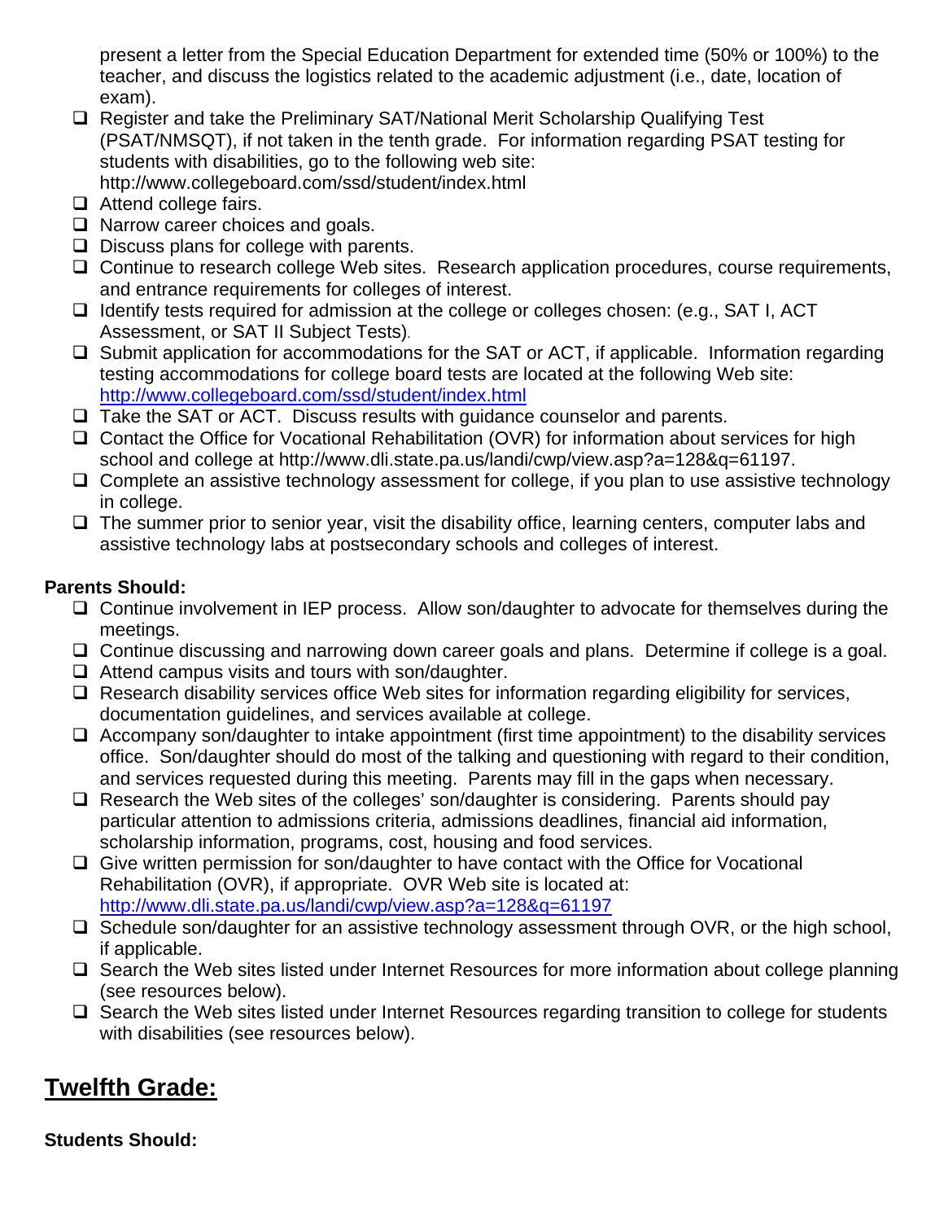present a letter from the Special Education Department for extended time (50% or 100%) to the teacher, and discuss the logistics related to the academic adjustment (i.e., date, location of exam).

- ❑ Register and take the Preliminary SAT/National Merit Scholarship Qualifying Test (PSAT/NMSQT), if not taken in the tenth grade. For information regarding PSAT testing for students with disabilities, go to the following web site: http://www.collegeboard.com/ssd/student/index.html
- ❑ Attend college fairs.
- ❑ Narrow career choices and goals.
- ❑ Discuss plans for college with parents.
- ❑ Continue to research college Web sites. Research application procedures, course requirements, and entrance requirements for colleges of interest.
- ❑ Identify tests required for admission at the college or colleges chosen: (e.g., SAT I, ACT Assessment, or SAT II Subject Tests).
- ❑ Submit application for accommodations for the SAT or ACT, if applicable. Information regarding testing accommodations for college board tests are located at the following Web site: http://www.collegeboard.com/ssd/student/index.html
- ❑ Take the SAT or ACT. Discuss results with guidance counselor and parents.
- ❑ Contact the Office for Vocational Rehabilitation (OVR) for information about services for high school and college at http://www.dli.state.pa.us/landi/cwp/view.asp?a=128&q=61197.
- ❑ Complete an assistive technology assessment for college, if you plan to use assistive technology in college.
- ❑ The summer prior to senior year, visit the disability office, learning centers, computer labs and assistive technology labs at postsecondary schools and colleges of interest.

**Parents Should:**

- ❑ Continue involvement in IEP process. Allow son/daughter to advocate for themselves during the meetings.
- ❑ Continue discussing and narrowing down career goals and plans. Determine if college is a goal.
- ❑ Attend campus visits and tours with son/daughter.
- ❑ Research disability services office Web sites for information regarding eligibility for services, documentation guidelines, and services available at college.
- ❑ Accompany son/daughter to intake appointment (first time appointment) to the disability services office. Son/daughter should do most of the talking and questioning with regard to their condition, and services requested during this meeting. Parents may fill in the gaps when necessary.
- ❑ Research the Web sites of the colleges' son/daughter is considering. Parents should pay particular attention to admissions criteria, admissions deadlines, financial aid information, scholarship information, programs, cost, housing and food services.
- ❑ Give written permission for son/daughter to have contact with the Office for Vocational Rehabilitation (OVR), if appropriate. OVR Web site is located at: http://www.dli.state.pa.us/landi/cwp/view.asp?a=128&q=61197
- ❑ Schedule son/daughter for an assistive technology assessment through OVR, or the high school, if applicable.
- ❑ Search the Web sites listed under Internet Resources for more information about college planning (see resources below).
- ❑ Search the Web sites listed under Internet Resources regarding transition to college for students with disabilities (see resources below).

## Twelfth Grade:

**Students Should:**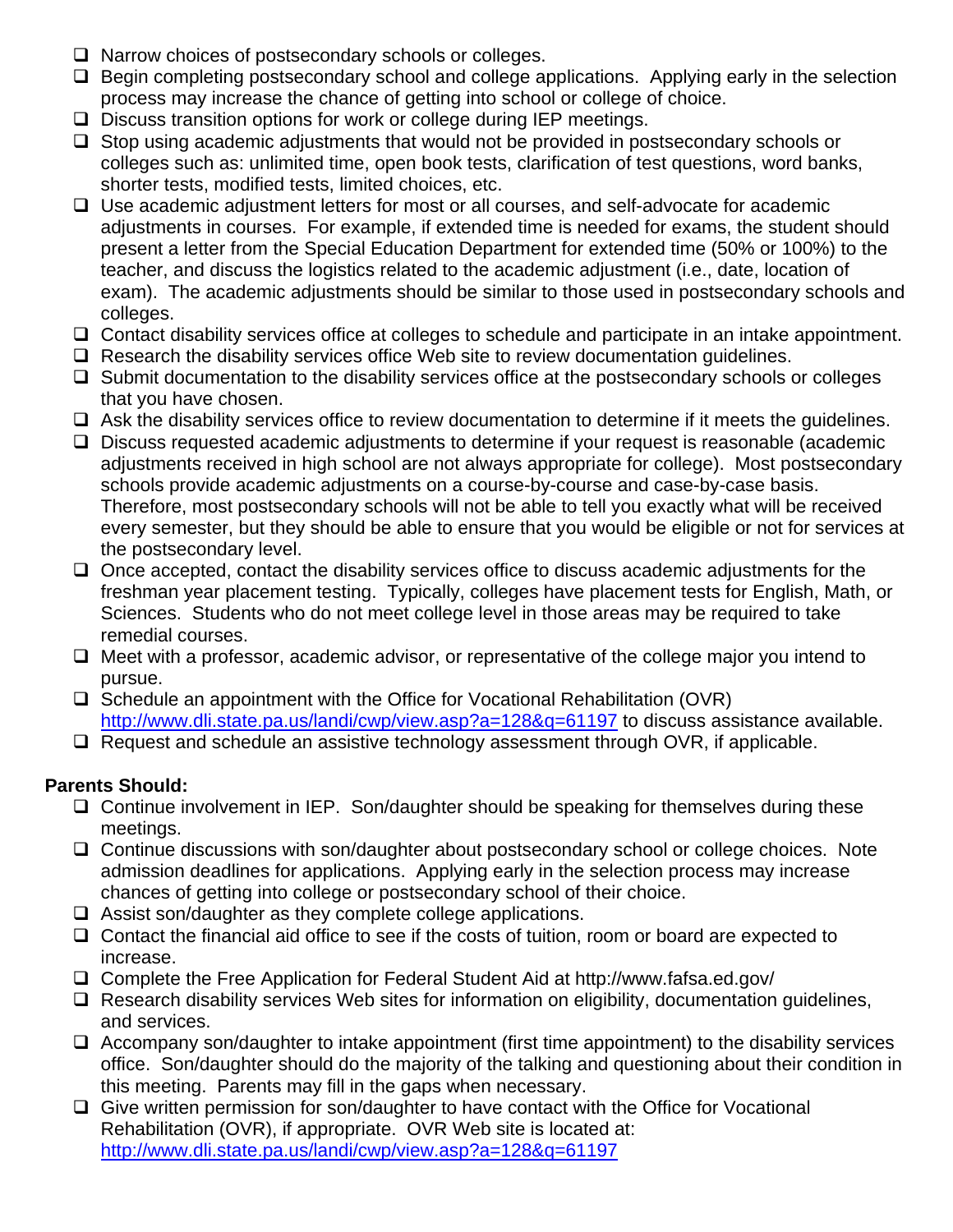- [ ] Narrow choices of postsecondary schools or colleges.
- [ ] Begin completing postsecondary school and college applications. Applying early in the selection process may increase the chance of getting into school or college of choice.
- [ ] Discuss transition options for work or college during IEP meetings.
- [ ] Stop using academic adjustments that would not be provided in postsecondary schools or colleges such as: unlimited time, open book tests, clarification of test questions, word banks, shorter tests, modified tests, limited choices, etc.
- [ ] Use academic adjustment letters for most or all courses, and self-advocate for academic adjustments in courses. For example, if extended time is needed for exams, the student should present a letter from the Special Education Department for extended time (50% or 100%) to the teacher, and discuss the logistics related to the academic adjustment (i.e., date, location of exam). The academic adjustments should be similar to those used in postsecondary schools and colleges.
- [ ] Contact disability services office at colleges to schedule and participate in an intake appointment.
- [ ] Research the disability services office Web site to review documentation guidelines.
- [ ] Submit documentation to the disability services office at the postsecondary schools or colleges that you have chosen.
- [ ] Ask the disability services office to review documentation to determine if it meets the guidelines.
- [ ] Discuss requested academic adjustments to determine if your request is reasonable (academic adjustments received in high school are not always appropriate for college). Most postsecondary schools provide academic adjustments on a course-by-course and case-by-case basis. Therefore, most postsecondary schools will not be able to tell you exactly what will be received every semester, but they should be able to ensure that you would be eligible or not for services at the postsecondary level.
- [ ] Once accepted, contact the disability services office to discuss academic adjustments for the freshman year placement testing. Typically, colleges have placement tests for English, Math, or Sciences. Students who do not meet college level in those areas may be required to take remedial courses.
- [ ] Meet with a professor, academic advisor, or representative of the college major you intend to pursue.
- [ ] Schedule an appointment with the Office for Vocational Rehabilitation (OVR) [http://www.dli.state.pa.us/landi/cwp/view.asp?a=128&q=61197](http://www.dli.state.pa.us/landi/cwp/view.asp?a=128&q=61197) to discuss assistance available.
- [ ] Request and schedule an assistive technology assessment through OVR, if applicable.

**Parents Should:**

- [ ] Continue involvement in IEP. Son/daughter should be speaking for themselves during these meetings.
- [ ] Continue discussions with son/daughter about postsecondary school or college choices. Note admission deadlines for applications. Applying early in the selection process may increase chances of getting into college or postsecondary school of their choice.
- [ ] Assist son/daughter as they complete college applications.
- [ ] Contact the financial aid office to see if the costs of tuition, room or board are expected to increase.
- [ ] Complete the Free Application for Federal Student Aid at http://www.fafsa.ed.gov/
- [ ] Research disability services Web sites for information on eligibility, documentation guidelines, and services.
- [ ] Accompany son/daughter to intake appointment (first time appointment) to the disability services office. Son/daughter should do the majority of the talking and questioning about their condition in this meeting. Parents may fill in the gaps when necessary.
- [ ] Give written permission for son/daughter to have contact with the Office for Vocational Rehabilitation (OVR), if appropriate. OVR Web site is located at: [http://www.dli.state.pa.us/landi/cwp/view.asp?a=128&q=61197](http://www.dli.state.pa.us/landi/cwp/view.asp?a=128&q=61197)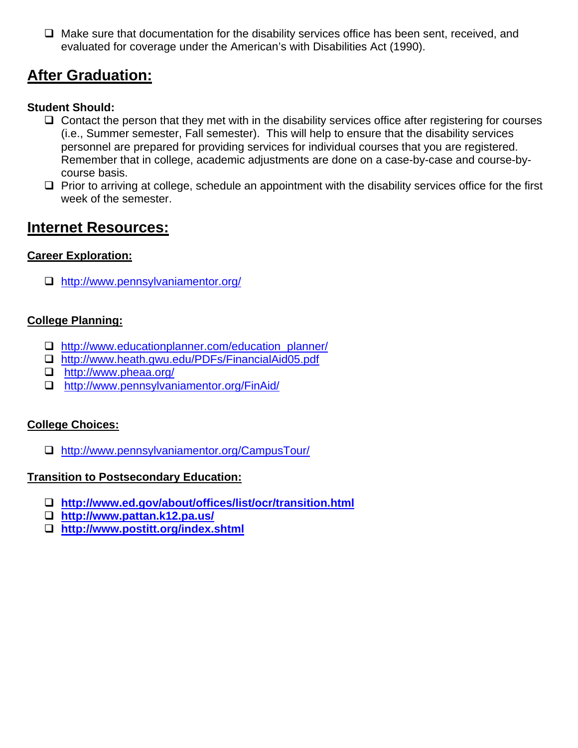- ❑ Make sure that documentation for the disability services office has been sent, received, and evaluated for coverage under the American's with Disabilities Act (1990).

## After Graduation:

**Student Should:**

- ❑ Contact the person that they met with in the disability services office after registering for courses (i.e., Summer semester, Fall semester). This will help to ensure that the disability services personnel are prepared for providing services for individual courses that you are registered. Remember that in college, academic adjustments are done on a case-by-case and course-by-course basis.
- ❑ Prior to arriving at college, schedule an appointment with the disability services office for the first week of the semester.

## Internet Resources:

### Career Exploration:

- ❑ http://www.pennsylvaniamentor.org/

### College Planning:

- ❑ http://www.educationplanner.com/education_planner/
- ❑ http://www.heath.gwu.edu/PDFs/FinancialAid05.pdf
- ❑ http://www.pheaa.org/
- ❑ http://www.pennsylvaniamentor.org/FinAid/

### College Choices:

- ❑ http://www.pennsylvaniamentor.org/CampusTour/

### Transition to Postsecondary Education:

- ❑ **http://www.ed.gov/about/offices/list/ocr/transition.html**
- ❑ **http://www.pattan.k12.pa.us/**
- ❑ **http://www.postitt.org/index.shtml**